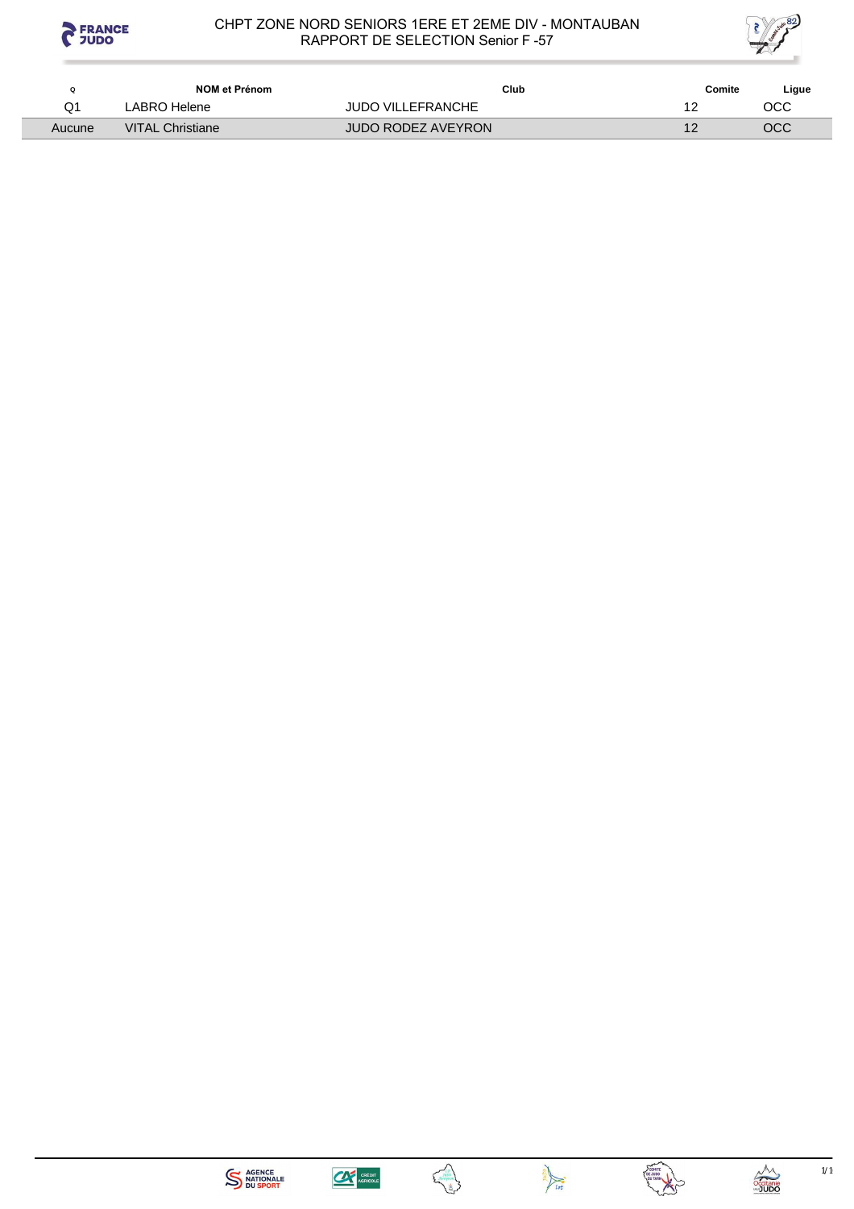# CHPT ZONE NORD SENIORS 1ERE ET 2EME DIV - MONTAUBAN
## RAPPORT DE SELECTION Senior F -57

| Q | NOM et Prénom | Club | Comite | Ligue |
|---|---|---|---|---|
| Q1 | LABRO Helene | JUDO VILLEFRANCHE | 12 | OCC |
| Aucune | VITAL Christiane | JUDO RODEZ AVEYRON | 12 | OCC |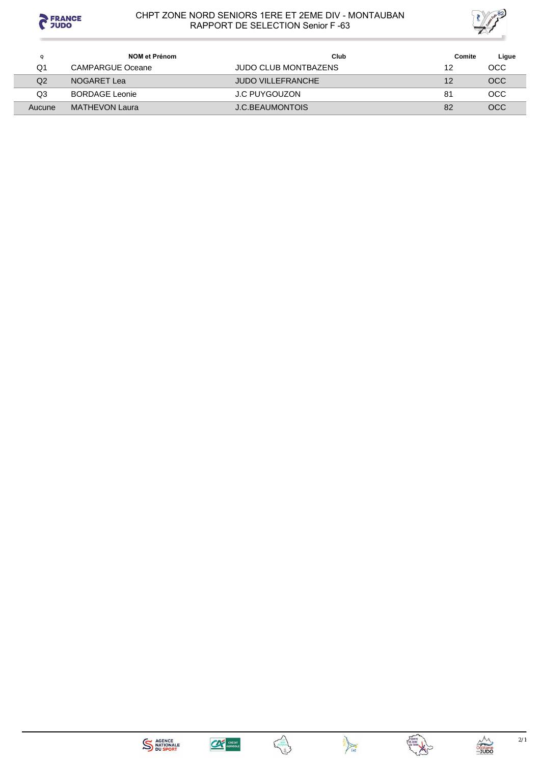# CHPT ZONE NORD SENIORS 1ERE ET 2EME DIV - MONTAUBAN

## RAPPORT DE SELECTION Senior F -63

| Q | NOM et Prénom | Club | Comite | Ligue |
|---|---|---|---|---|
| Q1 | CAMPARGUE Oceane | JUDO CLUB MONTBAZENS | 12 | OCC |
| Q2 | NOGARET Lea | JUDO VILLEFRANCHE | 12 | OCC |
| Q3 | BORDAGE Leonie | J.C PUYGOUZON | 81 | OCC |
| Aucune | MATHEVON Laura | J.C.BEAUMONTOIS | 82 | OCC |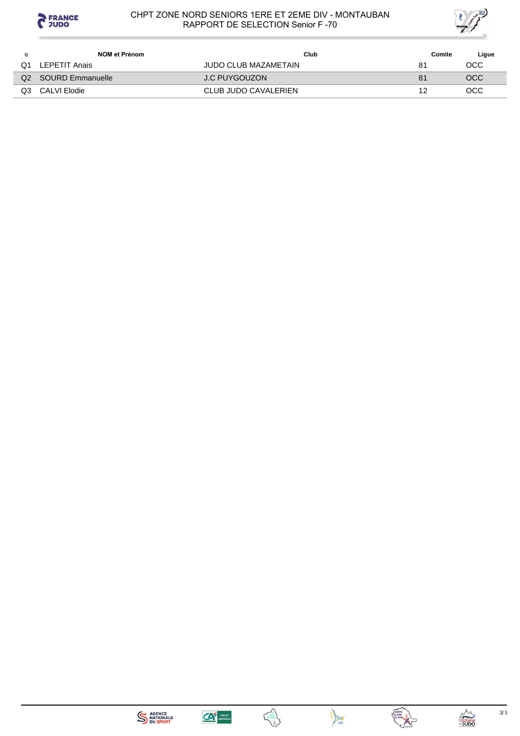# CHPT ZONE NORD SENIORS 1ERE ET 2EME DIV - MONTAUBAN
## RAPPORT DE SELECTION Senior F -70

| Q | NOM et Prénom | Club | Comite | Ligue |
|---|---|---|---|---|
| Q1 | LEPETIT Anais | JUDO CLUB MAZAMETAIN | 81 | OCC |
| Q2 | SOURD Emmanuelle | J.C PUYGOUZON | 81 | OCC |
| Q3 | CALVI Elodie | CLUB JUDO CAVALERIEN | 12 | OCC |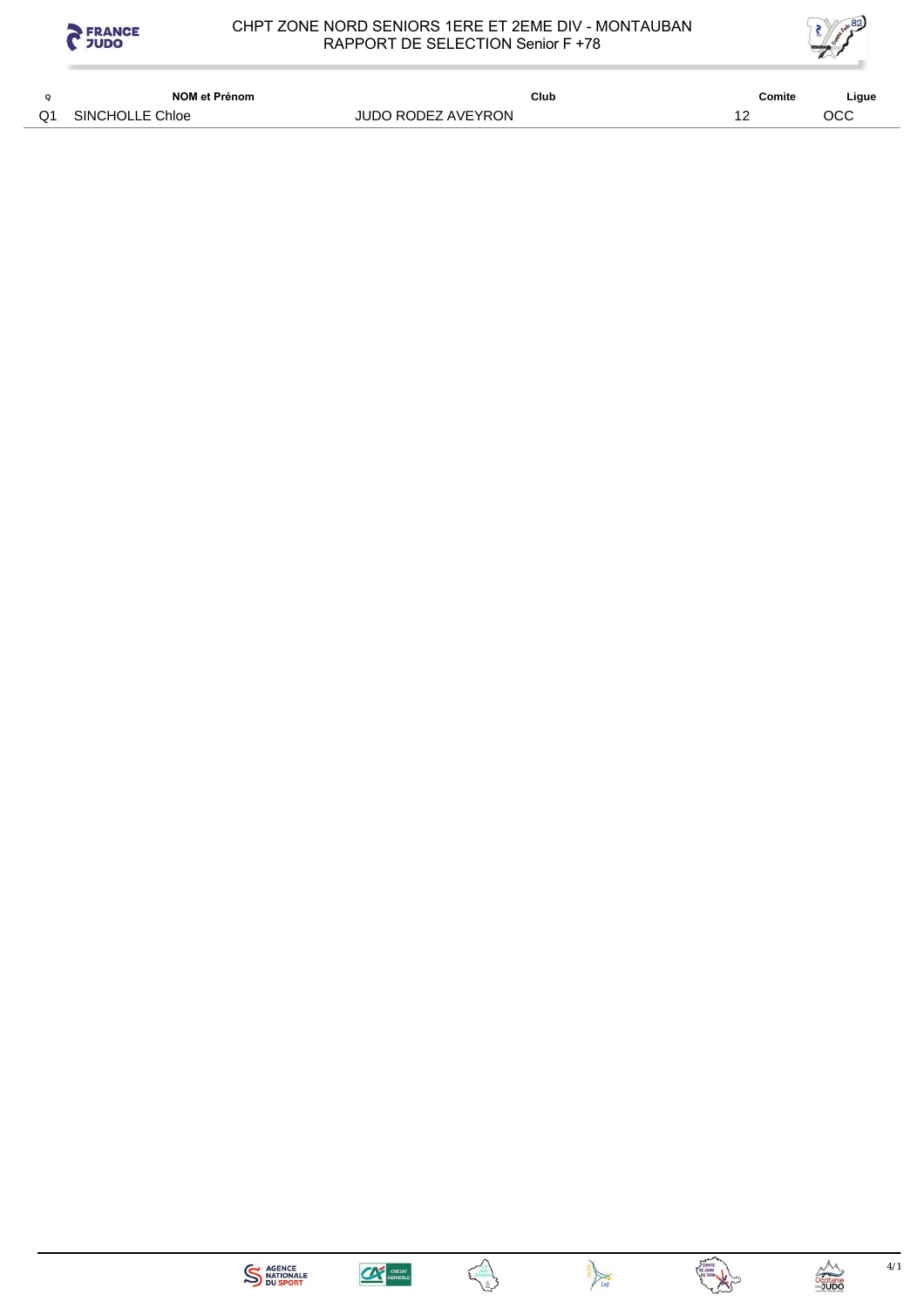# CHPT ZONE NORD SENIORS 1ERE ET 2EME DIV - MONTAUBAN
## RAPPORT DE SELECTION Senior F +78

| Q | NOM et Prénom | Club | Comite | Ligue |
|---|---|---|---|---|
| Q1 | SINCHOLLE Chloe | JUDO RODEZ AVEYRON | 12 | OCC |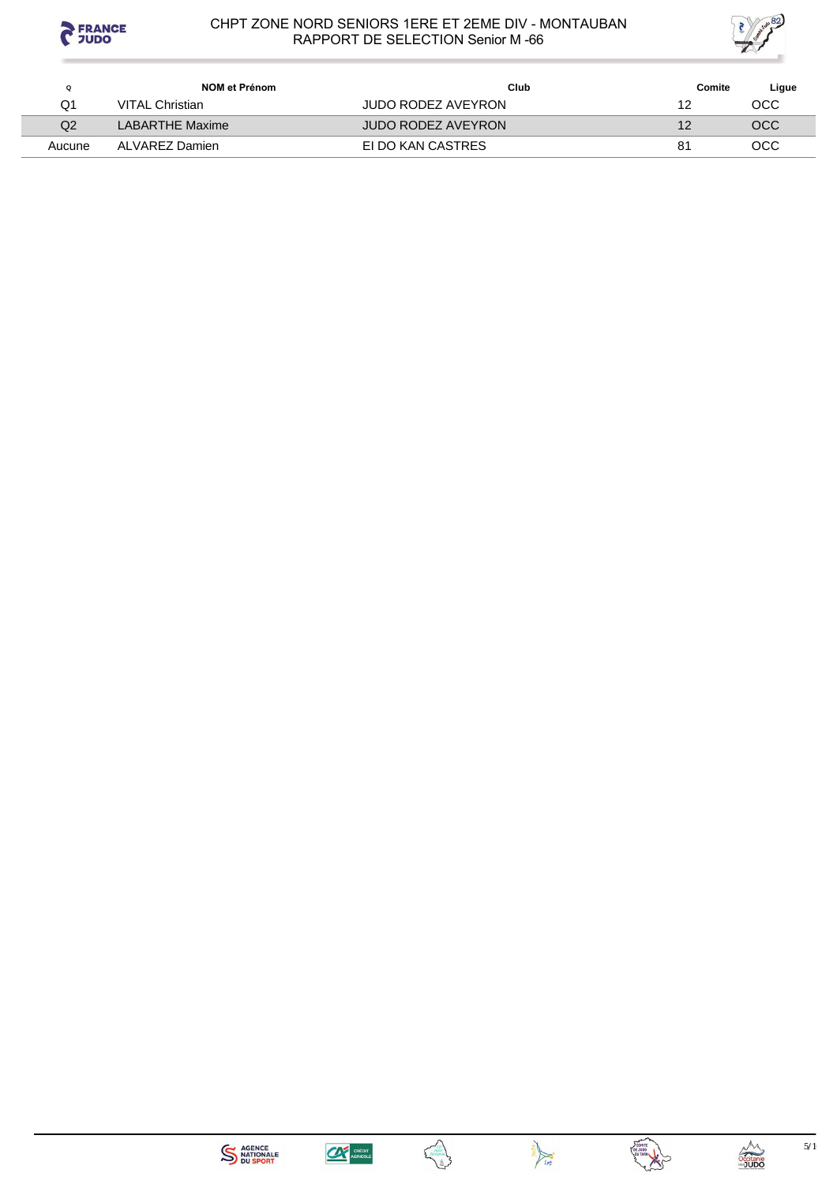# CHPT ZONE NORD SENIORS 1ERE ET 2EME DIV - MONTAUBAN
## RAPPORT DE SELECTION Senior M -66

| Q | NOM et Prénom | Club | Comite | Ligue |
|---|---|---|---|---|
| Q1 | VITAL Christian | JUDO RODEZ AVEYRON | 12 | OCC |
| Q2 | LABARTHE Maxime | JUDO RODEZ AVEYRON | 12 | OCC |
| Aucune | ALVAREZ Damien | EI DO KAN CASTRES | 81 | OCC |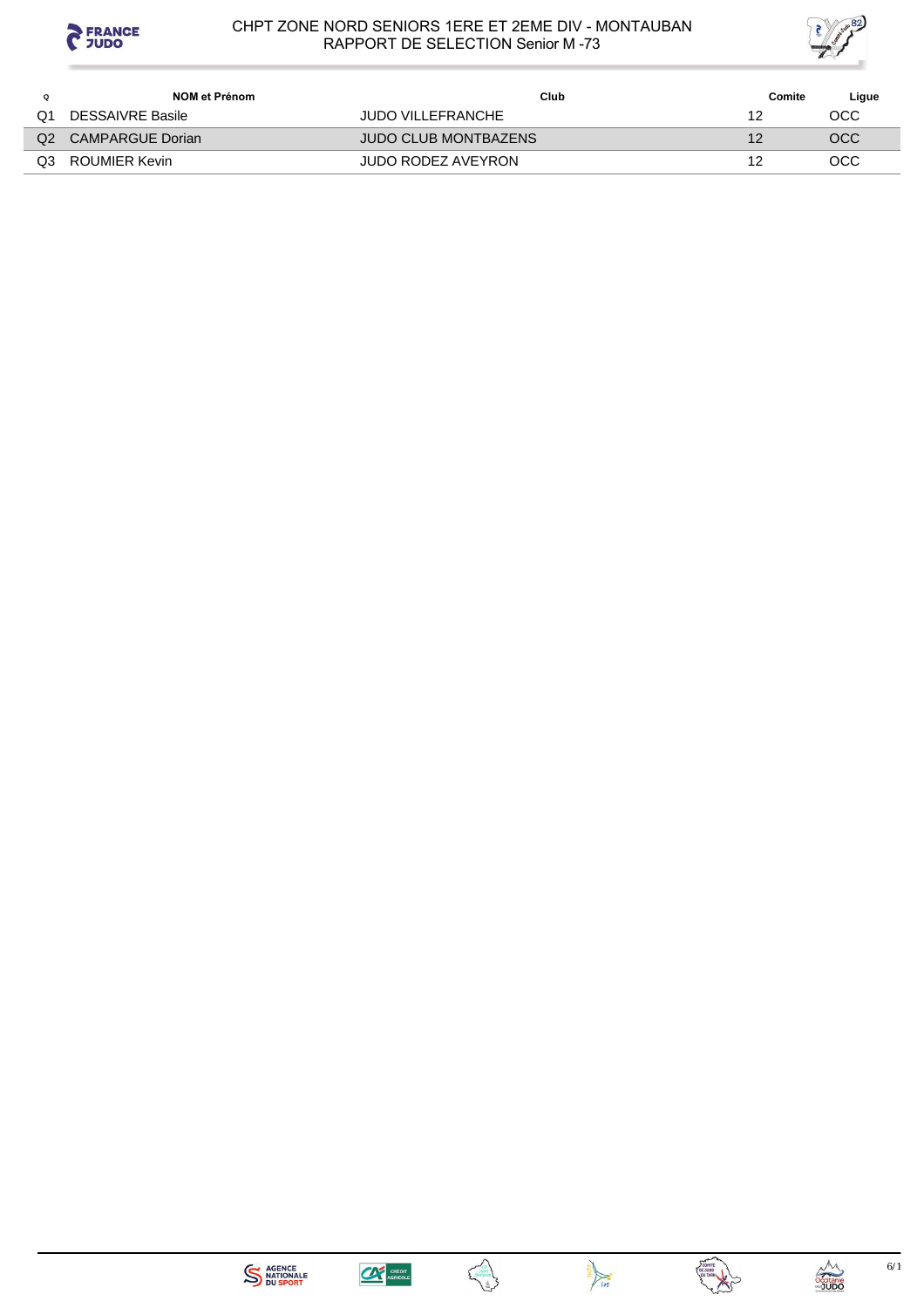# CHPT ZONE NORD SENIORS 1ERE ET 2EME DIV - MONTAUBAN

## RAPPORT DE SELECTION Senior M -73

| Q | NOM et Prénom | Club | Comite | Ligue |
|---|---|---|---|---|
| Q1 | DESSAIVRE Basile | JUDO VILLEFRANCHE | 12 | OCC |
| Q2 | CAMPARGUE Dorian | JUDO CLUB MONTBAZENS | 12 | OCC |
| Q3 | ROUMIER Kevin | JUDO RODEZ AVEYRON | 12 | OCC |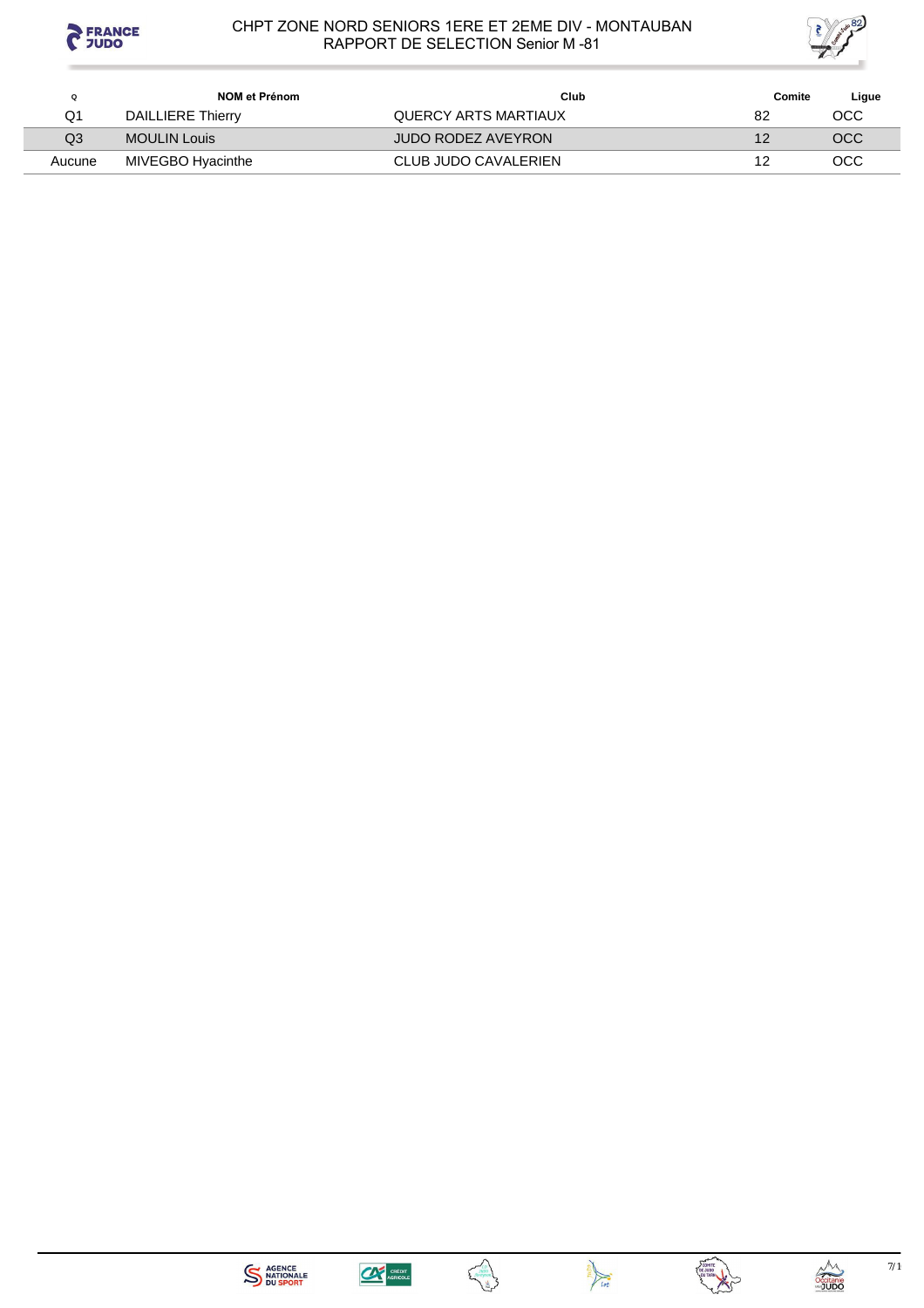# CHPT ZONE NORD SENIORS 1ERE ET 2EME DIV - MONTAUBAN

## RAPPORT DE SELECTION Senior M -81

| Q | NOM et Prénom | Club | Comite | Ligue |
| --- | --- | --- | --- | --- |
| Q1 | DAILLIERE Thierry | QUERCY ARTS MARTIAUX | 82 | OCC |
| Q3 | MOULIN Louis | JUDO RODEZ AVEYRON | 12 | OCC |
| Aucune | MIVEGBO Hyacinthe | CLUB JUDO CAVALERIEN | 12 | OCC |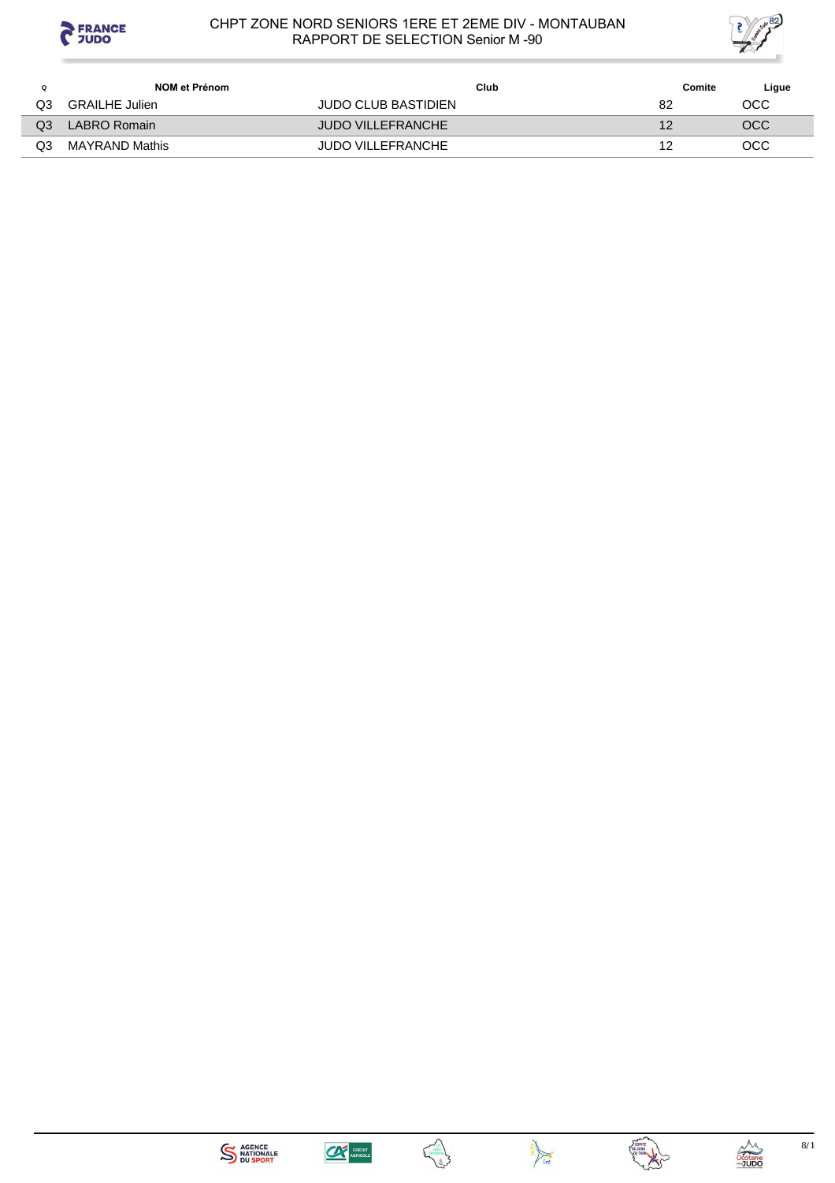CHPT ZONE NORD SENIORS 1ERE ET 2EME DIV - MONTAUBAN
RAPPORT DE SELECTION Senior M -90

| Q | NOM et Prénom | Club | Comite | Ligue |
|---|---|---|---|---|
| Q3 | GRAILHE Julien | JUDO CLUB BASTIDIEN | 82 | OCC |
| Q3 | LABRO Romain | JUDO VILLEFRANCHE | 12 | OCC |
| Q3 | MAYRAND Mathis | JUDO VILLEFRANCHE | 12 | OCC |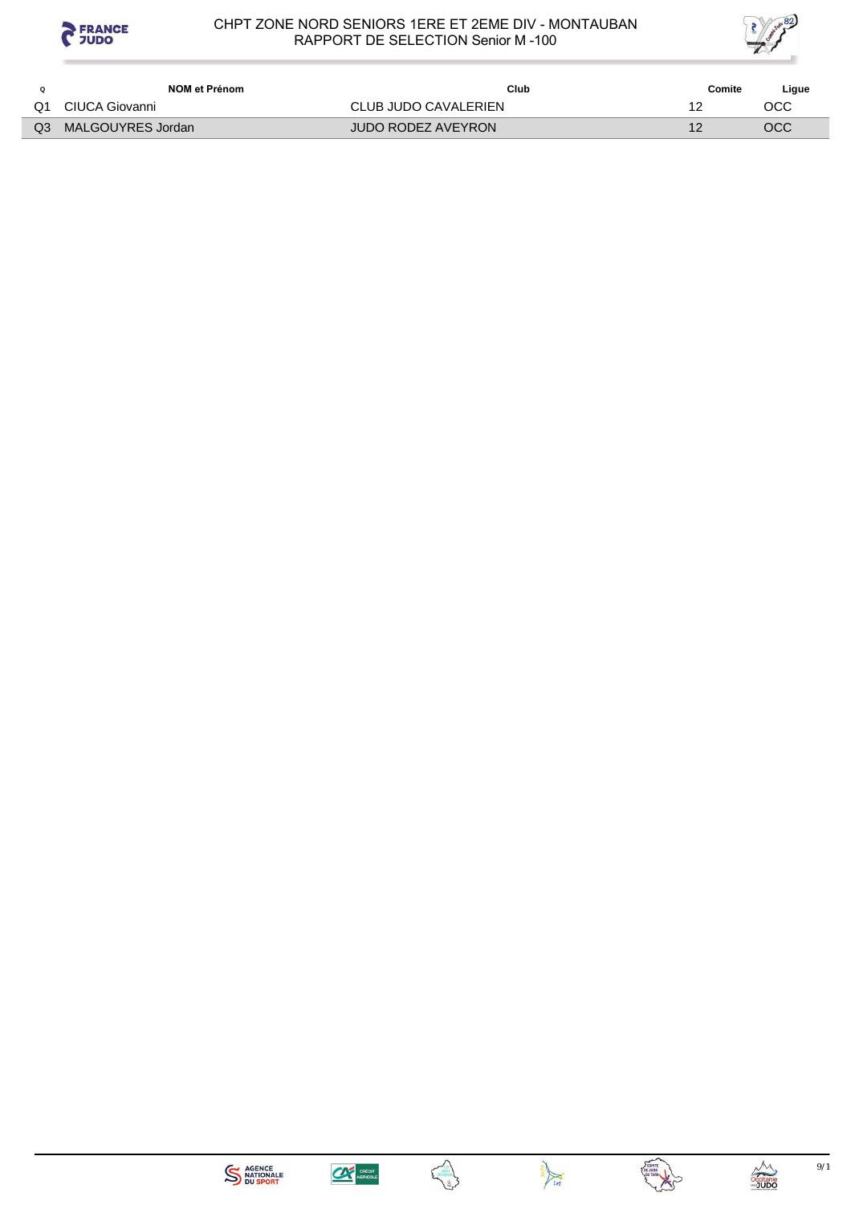# CHPT ZONE NORD SENIORS 1ERE ET 2EME DIV - MONTAUBAN
## RAPPORT DE SELECTION Senior M -100

| Q | NOM et Prénom | Club | Comite | Ligue |
|---|---|---|---|---|
| Q1 | CIUCA Giovanni | CLUB JUDO CAVALERIEN | 12 | OCC |
| Q3 | MALGOUYRES Jordan | JUDO RODEZ AVEYRON | 12 | OCC |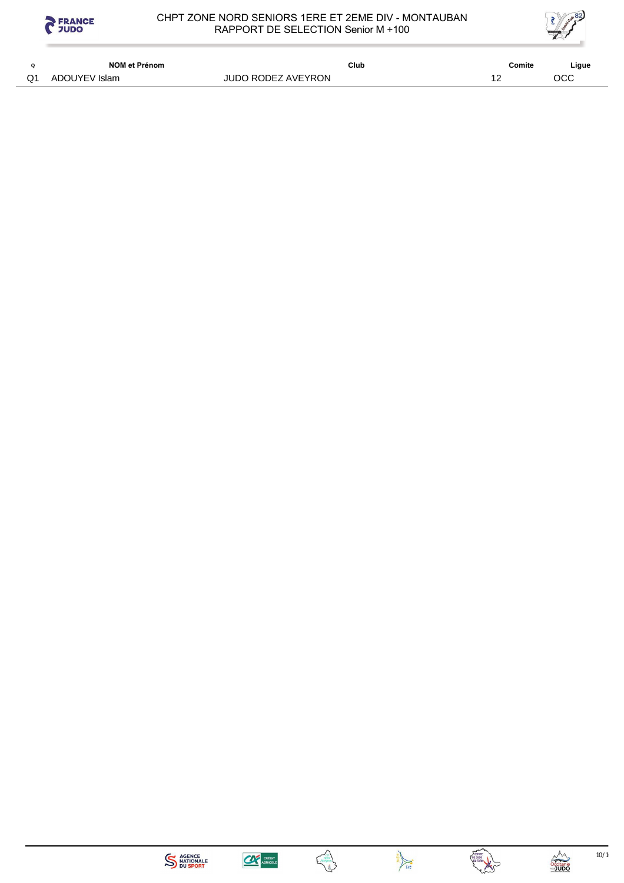# CHPT ZONE NORD SENIORS 1ERE ET 2EME DIV - MONTAUBAN

## RAPPORT DE SELECTION Senior M +100

| Q | NOM et Prénom | Club | Comite | Ligue |
|---|---|---|---|---|
| Q1 | ADOUYEV Islam | JUDO RODEZ AVEYRON | 12 | OCC |